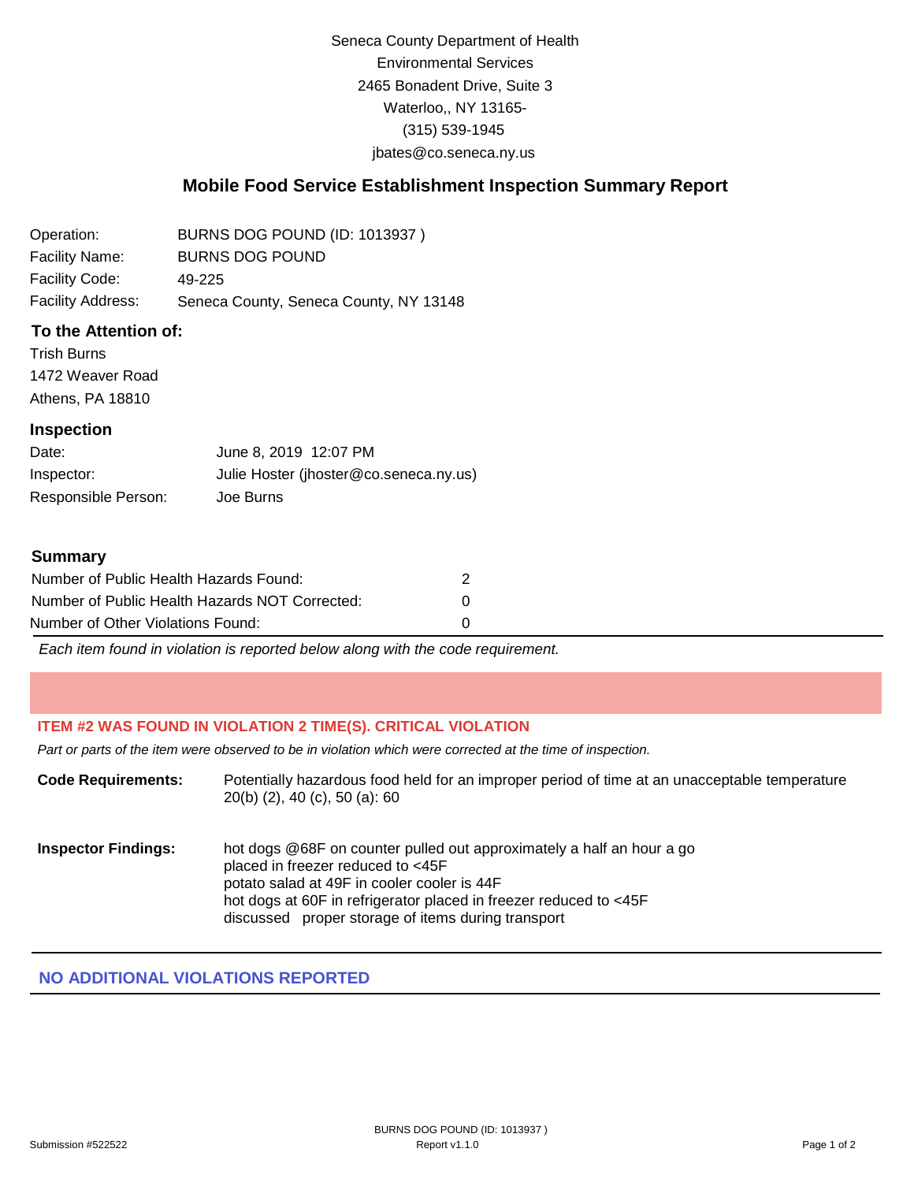Seneca County Department of Health
Environmental Services
2465 Bonadent Drive, Suite 3
Waterloo,, NY 13165-
(315) 539-1945
jbates@co.seneca.ny.us

## Mobile Food Service Establishment Inspection Summary Report

| | |
|---|---|
| Operation: | BURNS DOG POUND (ID: 1013937 ) |
| Facility Name: | BURNS DOG POUND |
| Facility Code: | 49-225 |
| Facility Address: | Seneca County, Seneca County, NY 13148 |

### To the Attention of:

Trish Burns
1472 Weaver Road
Athens, PA 18810

### Inspection

| | |
|---|---|
| Date: | June 8, 2019 12:07 PM |
| Inspector: | Julie Hoster (jhoster@co.seneca.ny.us) |
| Responsible Person: | Joe Burns |

### Summary

| | |
|---|---|
| Number of Public Health Hazards Found: | 2 |
| Number of Public Health Hazards NOT Corrected: | 0 |
| Number of Other Violations Found: | 0 |

*Each item found in violation is reported below along with the code requirement.*

**ITEM #2 WAS FOUND IN VIOLATION 2 TIME(S). CRITICAL VIOLATION**

*Part or parts of the item were observed to be in violation which were corrected at the time of inspection.*

**Code Requirements:** Potentially hazardous food held for an improper period of time at an unacceptable temperature 20(b) (2), 40 (c), 50 (a): 60

**Inspector Findings:** hot dogs @68F on counter pulled out approximately a half an hour a go
placed in freezer reduced to <45F
potato salad at 49F in cooler cooler is 44F
hot dogs at 60F in refrigerator placed in freezer reduced to <45F
discussed proper storage of items during transport

**NO ADDITIONAL VIOLATIONS REPORTED**

Submission #522522

BURNS DOG POUND (ID: 1013937 )
Report v1.1.0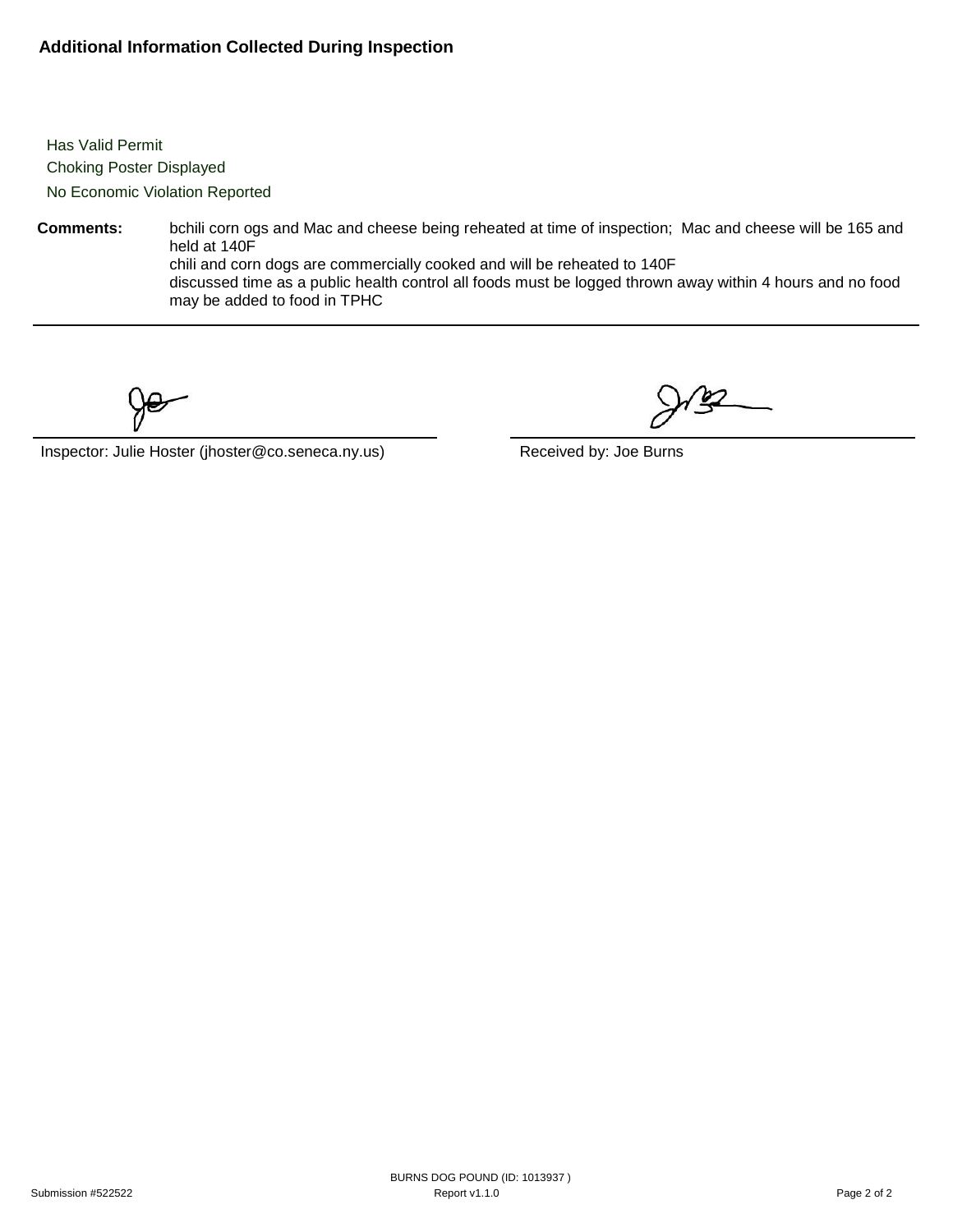## Additional Information Collected During Inspection

Has Valid Permit

Choking Poster Displayed

No Economic Violation Reported

**Comments:** bchili corn ogs and Mac and cheese being reheated at time of inspection; Mac and cheese will be 165 and held at 140F
chili and corn dogs are commercially cooked and will be reheated to 140F
discussed time as a public health control all foods must be logged thrown away within 4 hours and no food may be added to food in TPHC

---

Inspector: Julie Hoster (jhoster@co.seneca.ny.us)

Received by: Joe Burns

BURNS DOG POUND (ID: 1013937 )

Submission #522522

Report v1.1.0